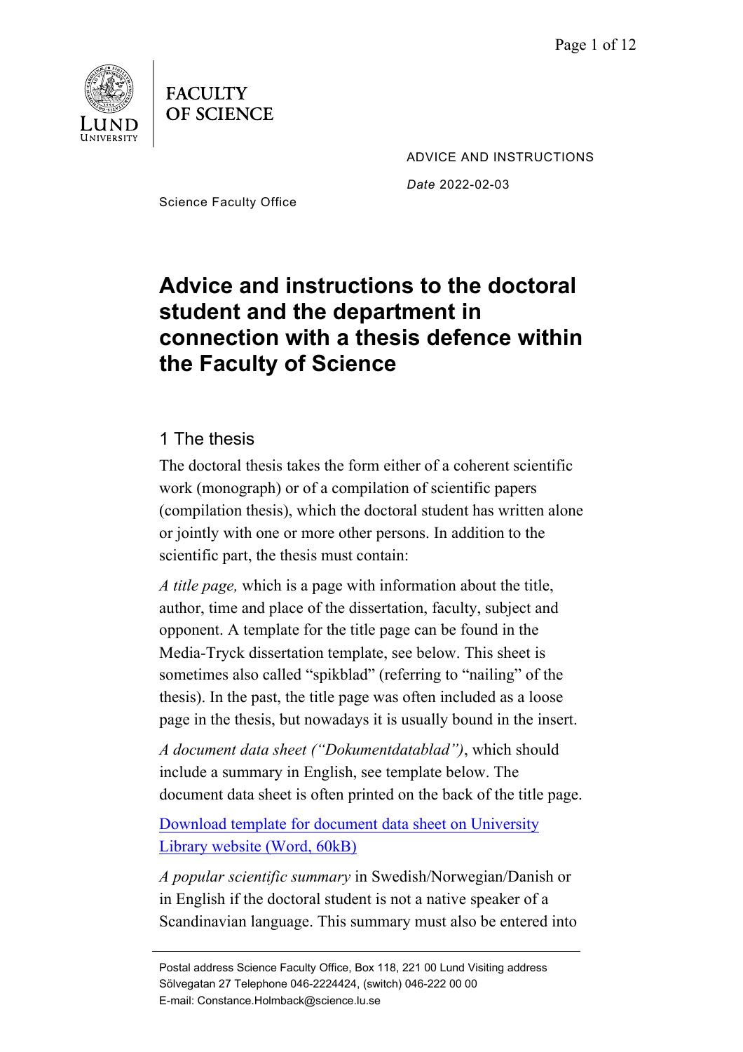FACULTY OF SCIENCE

ADVICE AND INSTRUCTIONS

*Date* 2022-02-03

Science Faculty Office

# Advice and instructions to the doctoral student and the department in connection with a thesis defence within the Faculty of Science

## 1 The thesis

The doctoral thesis takes the form either of a coherent scientific work (monograph) or of a compilation of scientific papers (compilation thesis), which the doctoral student has written alone or jointly with one or more other persons. In addition to the scientific part, the thesis must contain:

*A title page,* which is a page with information about the title, author, time and place of the dissertation, faculty, subject and opponent. A template for the title page can be found in the Media-Tryck dissertation template, see below. This sheet is sometimes also called "spikblad" (referring to "nailing" of the thesis). In the past, the title page was often included as a loose page in the thesis, but nowadays it is usually bound in the insert.

*A document data sheet ("Dokumentdatablad")*, which should include a summary in English, see template below. The document data sheet is often printed on the back of the title page.

[Download template for document data sheet on University Library website (Word, 60kB)]

*A popular scientific summary* in Swedish/Norwegian/Danish or in English if the doctoral student is not a native speaker of a Scandinavian language. This summary must also be entered into

Postal address Science Faculty Office, Box 118, 221 00 Lund Visiting address Sölvegatan 27 Telephone 046-2224424, (switch) 046-222 00 00
E-mail: Constance.Holmback@science.lu.se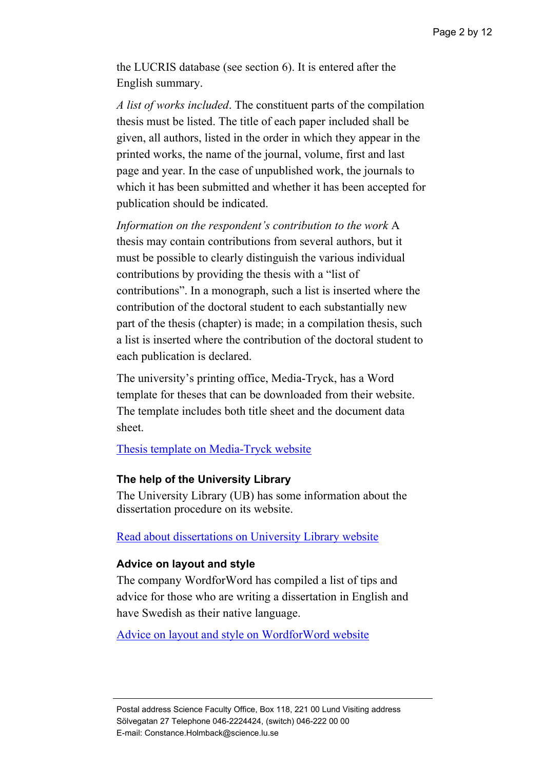the LUCRIS database (see section 6). It is entered after the English summary.

*A list of works included*. The constituent parts of the compilation thesis must be listed. The title of each paper included shall be given, all authors, listed in the order in which they appear in the printed works, the name of the journal, volume, first and last page and year. In the case of unpublished work, the journals to which it has been submitted and whether it has been accepted for publication should be indicated.

*Information on the respondent's contribution to the work* A thesis may contain contributions from several authors, but it must be possible to clearly distinguish the various individual contributions by providing the thesis with a "list of contributions". In a monograph, such a list is inserted where the contribution of the doctoral student to each substantially new part of the thesis (chapter) is made; in a compilation thesis, such a list is inserted where the contribution of the doctoral student to each publication is declared.

The university's printing office, Media-Tryck, has a Word template for theses that can be downloaded from their website. The template includes both title sheet and the document data sheet.

[Thesis template on Media-Tryck website]

### The help of the University Library

The University Library (UB) has some information about the dissertation procedure on its website.

[Read about dissertations on University Library website]

### Advice on layout and style

The company WordforWord has compiled a list of tips and advice for those who are writing a dissertation in English and have Swedish as their native language.

[Advice on layout and style on WordforWord website]

Postal address Science Faculty Office, Box 118, 221 00 Lund Visiting address Sölvegatan 27 Telephone 046-2224424, (switch) 046-222 00 00
E-mail: Constance.Holmback@science.lu.se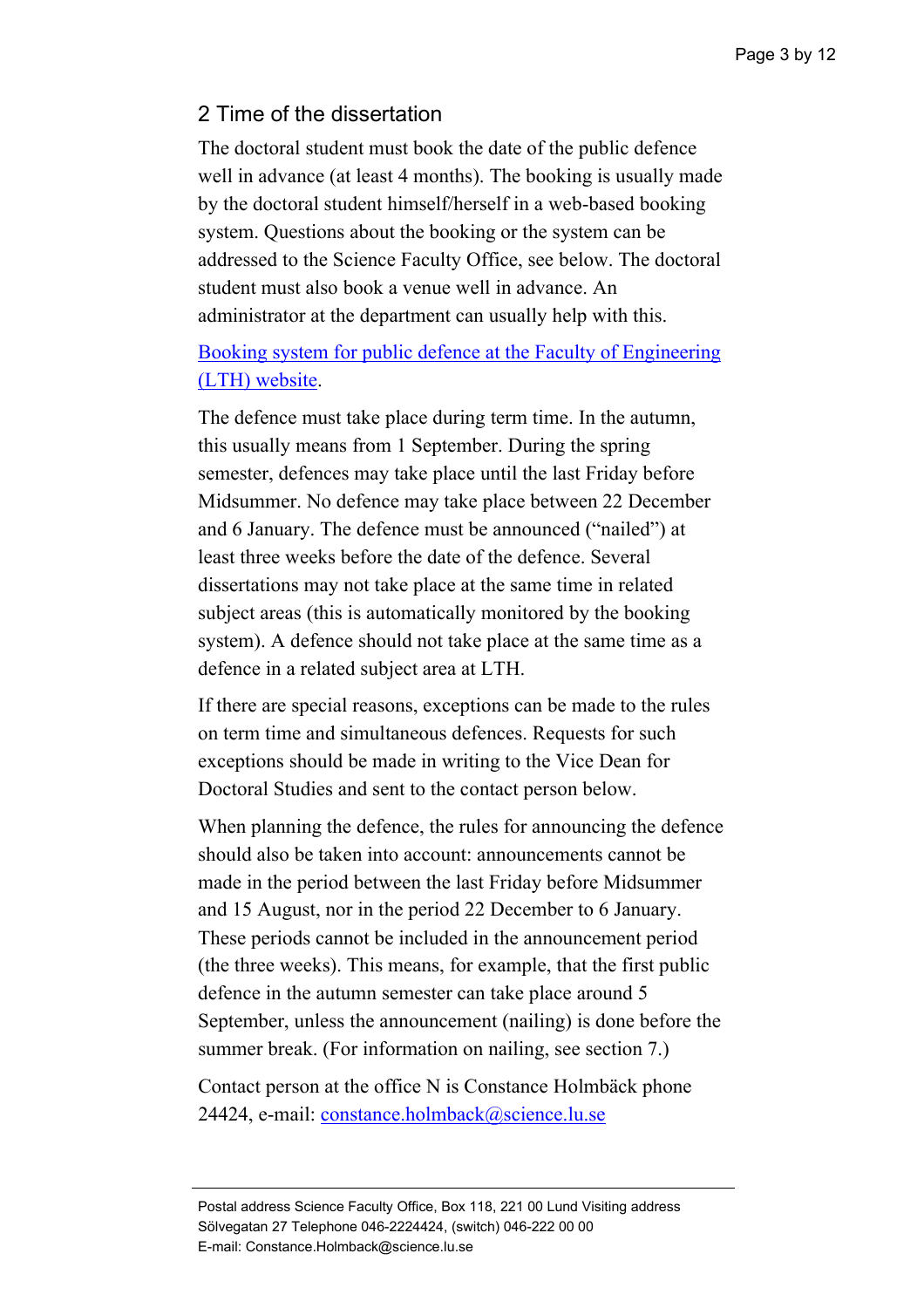## 2 Time of the dissertation

The doctoral student must book the date of the public defence well in advance (at least 4 months). The booking is usually made by the doctoral student himself/herself in a web-based booking system. Questions about the booking or the system can be addressed to the Science Faculty Office, see below. The doctoral student must also book a venue well in advance. An administrator at the department can usually help with this.

Booking system for public defence at the Faculty of Engineering (LTH) website.

The defence must take place during term time. In the autumn, this usually means from 1 September. During the spring semester, defences may take place until the last Friday before Midsummer. No defence may take place between 22 December and 6 January. The defence must be announced ("nailed") at least three weeks before the date of the defence. Several dissertations may not take place at the same time in related subject areas (this is automatically monitored by the booking system). A defence should not take place at the same time as a defence in a related subject area at LTH.

If there are special reasons, exceptions can be made to the rules on term time and simultaneous defences. Requests for such exceptions should be made in writing to the Vice Dean for Doctoral Studies and sent to the contact person below.

When planning the defence, the rules for announcing the defence should also be taken into account: announcements cannot be made in the period between the last Friday before Midsummer and 15 August, nor in the period 22 December to 6 January. These periods cannot be included in the announcement period (the three weeks). This means, for example, that the first public defence in the autumn semester can take place around 5 September, unless the announcement (nailing) is done before the summer break. (For information on nailing, see section 7.)

Contact person at the office N is Constance Holmbäck phone 24424, e-mail: constance.holmback@science.lu.se

Postal address Science Faculty Office, Box 118, 221 00 Lund Visiting address Sölvegatan 27 Telephone 046-2224424, (switch) 046-222 00 00
E-mail: Constance.Holmback@science.lu.se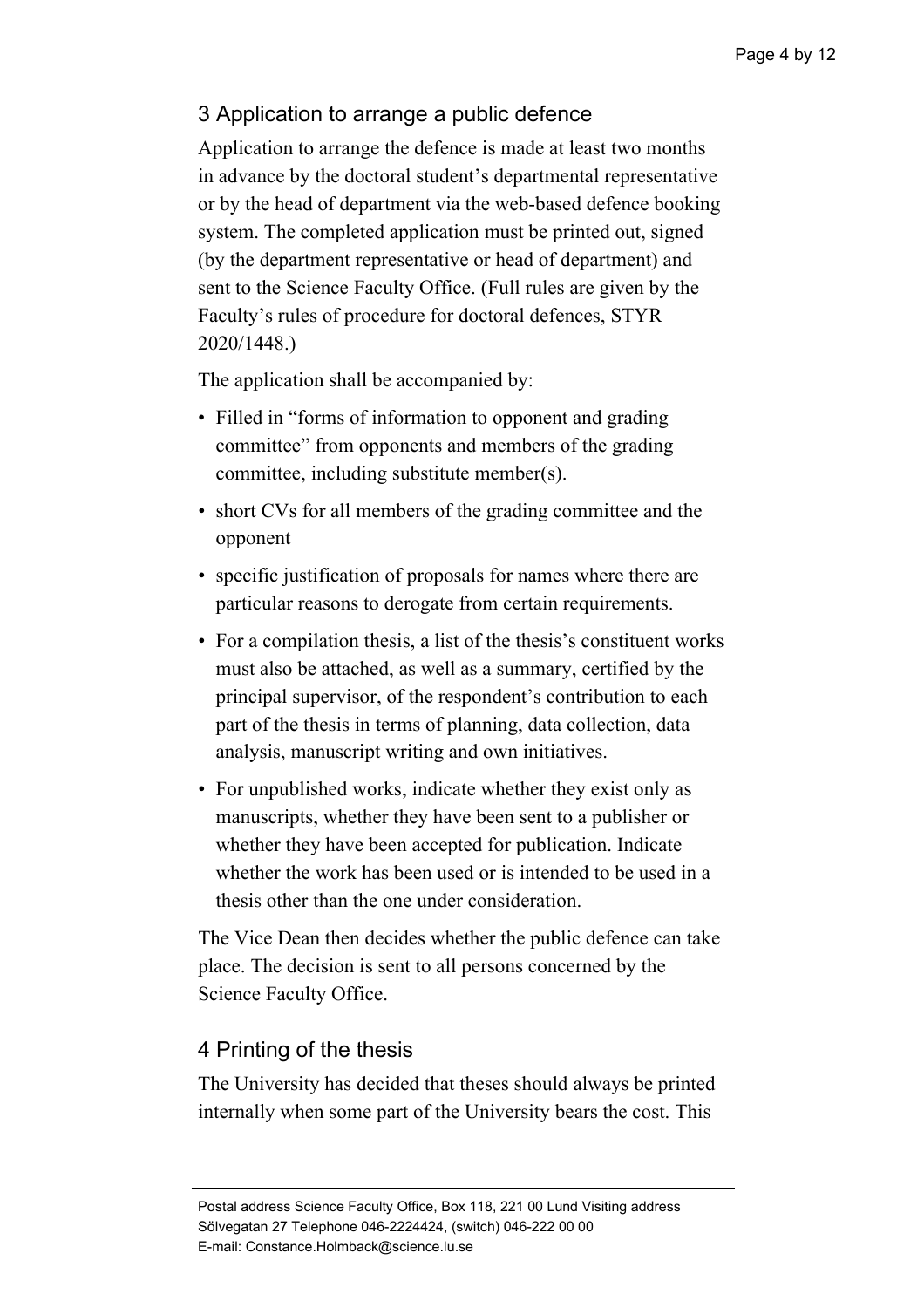## 3 Application to arrange a public defence

Application to arrange the defence is made at least two months in advance by the doctoral student's departmental representative or by the head of department via the web-based defence booking system. The completed application must be printed out, signed (by the department representative or head of department) and sent to the Science Faculty Office. (Full rules are given by the Faculty's rules of procedure for doctoral defences, STYR 2020/1448.)

The application shall be accompanied by:

- Filled in "forms of information to opponent and grading committee" from opponents and members of the grading committee, including substitute member(s).
- short CVs for all members of the grading committee and the opponent
- specific justification of proposals for names where there are particular reasons to derogate from certain requirements.
- For a compilation thesis, a list of the thesis's constituent works must also be attached, as well as a summary, certified by the principal supervisor, of the respondent's contribution to each part of the thesis in terms of planning, data collection, data analysis, manuscript writing and own initiatives.
- For unpublished works, indicate whether they exist only as manuscripts, whether they have been sent to a publisher or whether they have been accepted for publication. Indicate whether the work has been used or is intended to be used in a thesis other than the one under consideration.

The Vice Dean then decides whether the public defence can take place. The decision is sent to all persons concerned by the Science Faculty Office.

## 4 Printing of the thesis

The University has decided that theses should always be printed internally when some part of the University bears the cost. This

Postal address Science Faculty Office, Box 118, 221 00 Lund Visiting address Sölvegatan 27 Telephone 046-2224424, (switch) 046-222 00 00
E-mail: Constance.Holmback@science.lu.se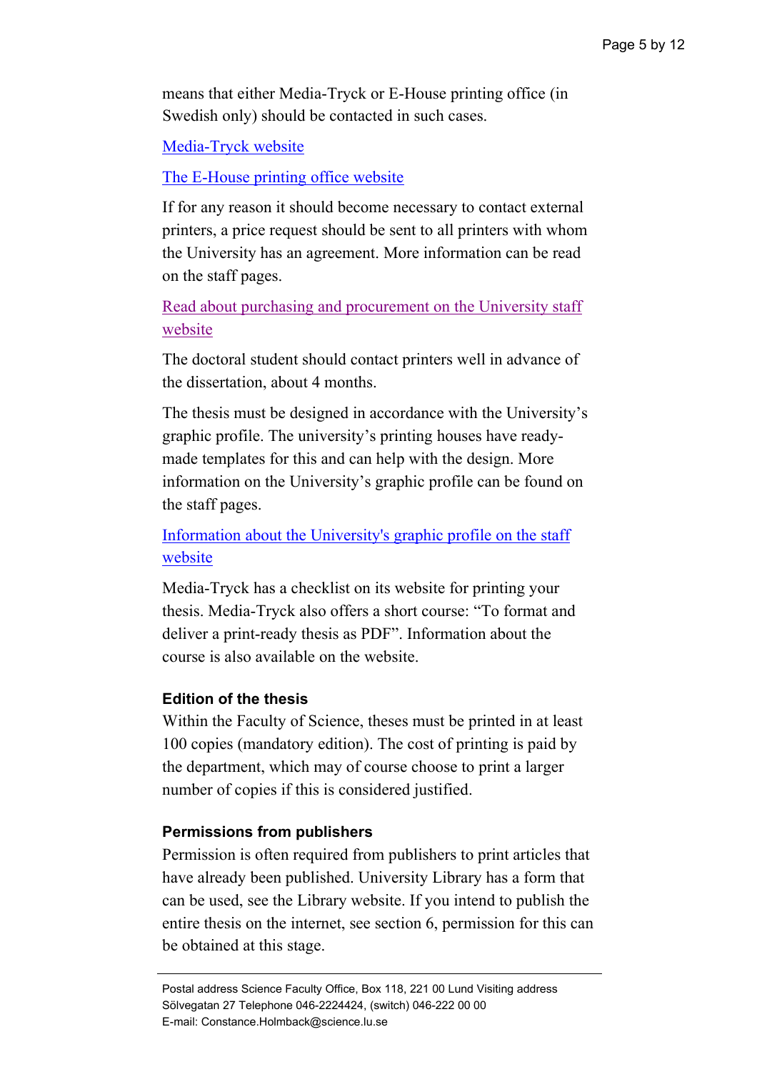means that either Media-Tryck or E-House printing office (in Swedish only) should be contacted in such cases.

Media-Tryck website

The E-House printing office website

If for any reason it should become necessary to contact external printers, a price request should be sent to all printers with whom the University has an agreement. More information can be read on the staff pages.

Read about purchasing and procurement on the University staff website

The doctoral student should contact printers well in advance of the dissertation, about 4 months.

The thesis must be designed in accordance with the University's graphic profile. The university's printing houses have ready-made templates for this and can help with the design. More information on the University's graphic profile can be found on the staff pages.

Information about the University's graphic profile on the staff website

Media-Tryck has a checklist on its website for printing your thesis. Media-Tryck also offers a short course: "To format and deliver a print-ready thesis as PDF". Information about the course is also available on the website.

### Edition of the thesis

Within the Faculty of Science, theses must be printed in at least 100 copies (mandatory edition). The cost of printing is paid by the department, which may of course choose to print a larger number of copies if this is considered justified.

### Permissions from publishers

Permission is often required from publishers to print articles that have already been published. University Library has a form that can be used, see the Library website. If you intend to publish the entire thesis on the internet, see section 6, permission for this can be obtained at this stage.

Postal address Science Faculty Office, Box 118, 221 00 Lund Visiting address Sölvegatan 27 Telephone 046-2224424, (switch) 046-222 00 00
E-mail: Constance.Holmback@science.lu.se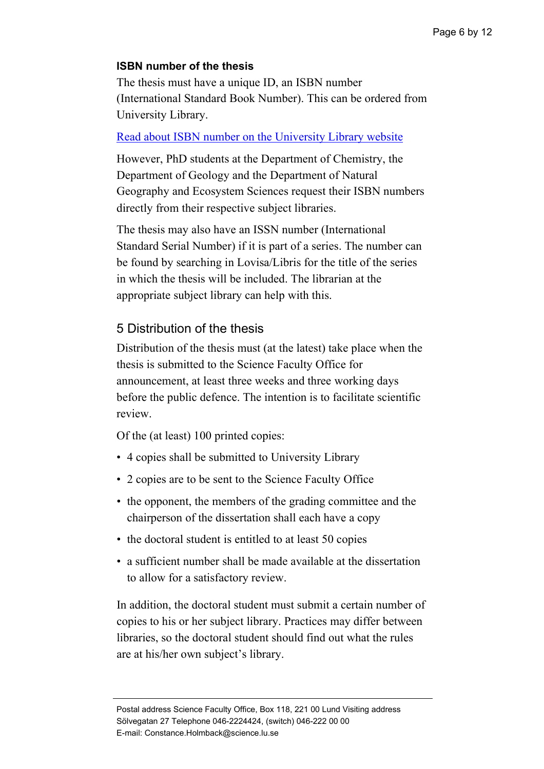### ISBN number of the thesis

The thesis must have a unique ID, an ISBN number (International Standard Book Number). This can be ordered from University Library.

Read about ISBN number on the University Library website

However, PhD students at the Department of Chemistry, the Department of Geology and the Department of Natural Geography and Ecosystem Sciences request their ISBN numbers directly from their respective subject libraries.

The thesis may also have an ISSN number (International Standard Serial Number) if it is part of a series. The number can be found by searching in Lovisa/Libris for the title of the series in which the thesis will be included. The librarian at the appropriate subject library can help with this.

## 5 Distribution of the thesis

Distribution of the thesis must (at the latest) take place when the thesis is submitted to the Science Faculty Office for announcement, at least three weeks and three working days before the public defence. The intention is to facilitate scientific review.

Of the (at least) 100 printed copies:

- 4 copies shall be submitted to University Library
- 2 copies are to be sent to the Science Faculty Office
- the opponent, the members of the grading committee and the chairperson of the dissertation shall each have a copy
- the doctoral student is entitled to at least 50 copies
- a sufficient number shall be made available at the dissertation to allow for a satisfactory review.

In addition, the doctoral student must submit a certain number of copies to his or her subject library. Practices may differ between libraries, so the doctoral student should find out what the rules are at his/her own subject's library.

Postal address Science Faculty Office, Box 118, 221 00 Lund Visiting address Sölvegatan 27 Telephone 046-2224424, (switch) 046-222 00 00
E-mail: Constance.Holmback@science.lu.se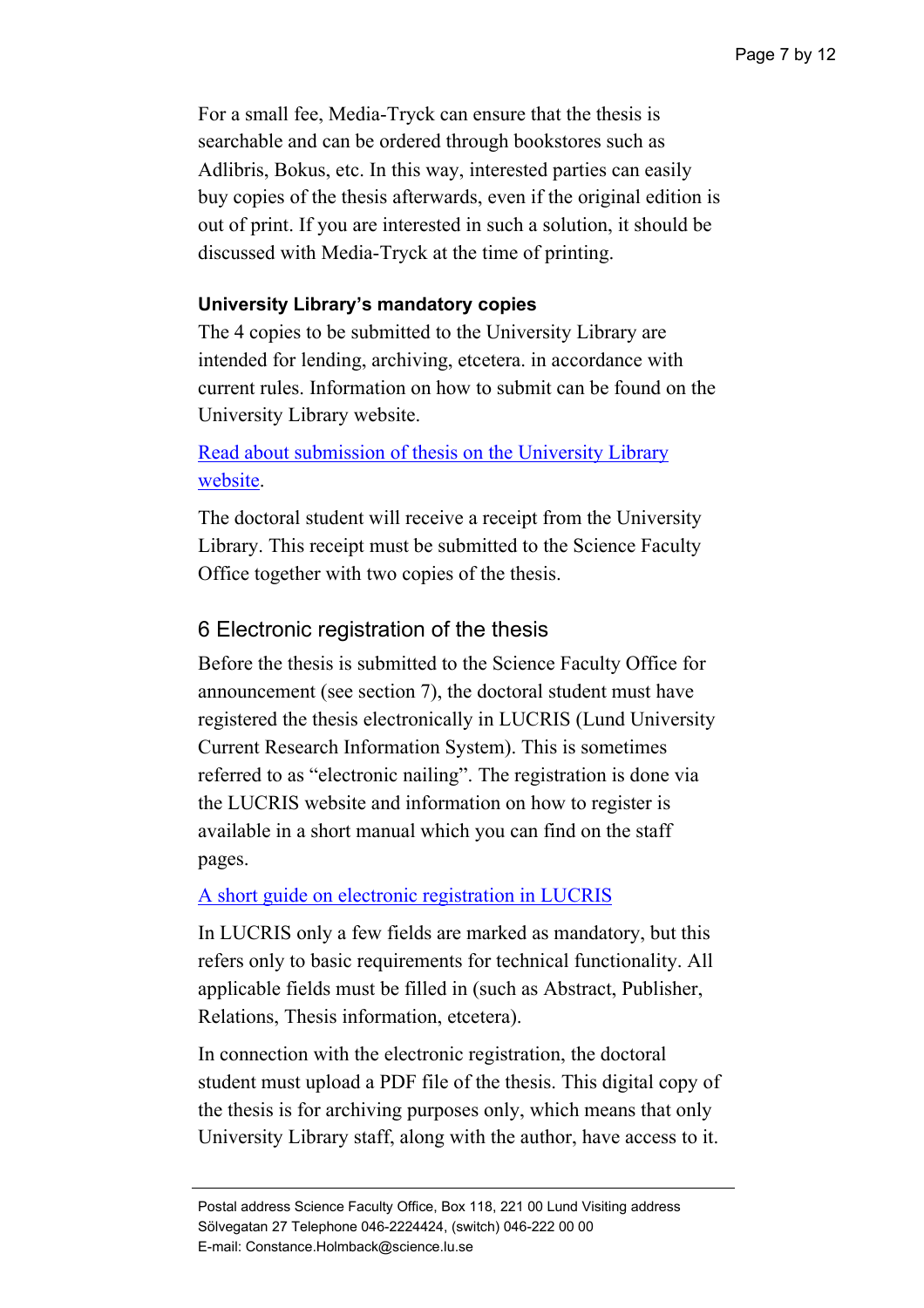For a small fee, Media-Tryck can ensure that the thesis is searchable and can be ordered through bookstores such as Adlibris, Bokus, etc. In this way, interested parties can easily buy copies of the thesis afterwards, even if the original edition is out of print. If you are interested in such a solution, it should be discussed with Media-Tryck at the time of printing.

### University Library's mandatory copies

The 4 copies to be submitted to the University Library are intended for lending, archiving, etcetera. in accordance with current rules. Information on how to submit can be found on the University Library website.

Read about submission of thesis on the University Library website.

The doctoral student will receive a receipt from the University Library. This receipt must be submitted to the Science Faculty Office together with two copies of the thesis.

## 6 Electronic registration of the thesis

Before the thesis is submitted to the Science Faculty Office for announcement (see section 7), the doctoral student must have registered the thesis electronically in LUCRIS (Lund University Current Research Information System). This is sometimes referred to as "electronic nailing". The registration is done via the LUCRIS website and information on how to register is available in a short manual which you can find on the staff pages.

A short guide on electronic registration in LUCRIS

In LUCRIS only a few fields are marked as mandatory, but this refers only to basic requirements for technical functionality. All applicable fields must be filled in (such as Abstract, Publisher, Relations, Thesis information, etcetera).

In connection with the electronic registration, the doctoral student must upload a PDF file of the thesis. This digital copy of the thesis is for archiving purposes only, which means that only University Library staff, along with the author, have access to it.

Postal address Science Faculty Office, Box 118, 221 00 Lund Visiting address Sölvegatan 27 Telephone 046-2224424, (switch) 046-222 00 00
E-mail: Constance.Holmback@science.lu.se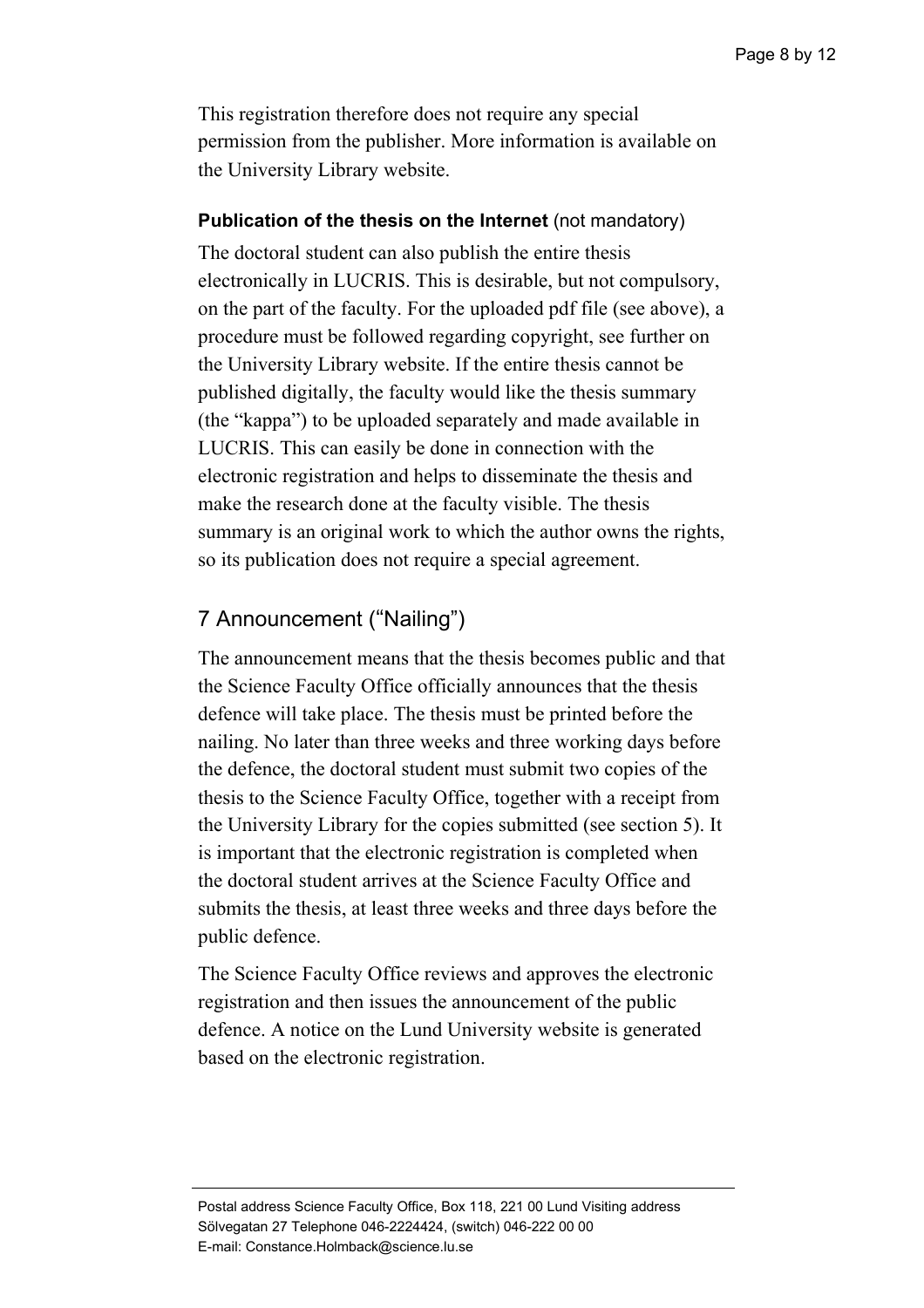This registration therefore does not require any special permission from the publisher. More information is available on the University Library website.

**Publication of the thesis on the Internet** (not mandatory)

The doctoral student can also publish the entire thesis electronically in LUCRIS. This is desirable, but not compulsory, on the part of the faculty. For the uploaded pdf file (see above), a procedure must be followed regarding copyright, see further on the University Library website. If the entire thesis cannot be published digitally, the faculty would like the thesis summary (the “kappa”) to be uploaded separately and made available in LUCRIS. This can easily be done in connection with the electronic registration and helps to disseminate the thesis and make the research done at the faculty visible. The thesis summary is an original work to which the author owns the rights, so its publication does not require a special agreement.

## 7 Announcement (“Nailing”)

The announcement means that the thesis becomes public and that the Science Faculty Office officially announces that the thesis defence will take place. The thesis must be printed before the nailing. No later than three weeks and three working days before the defence, the doctoral student must submit two copies of the thesis to the Science Faculty Office, together with a receipt from the University Library for the copies submitted (see section 5). It is important that the electronic registration is completed when the doctoral student arrives at the Science Faculty Office and submits the thesis, at least three weeks and three days before the public defence.

The Science Faculty Office reviews and approves the electronic registration and then issues the announcement of the public defence. A notice on the Lund University website is generated based on the electronic registration.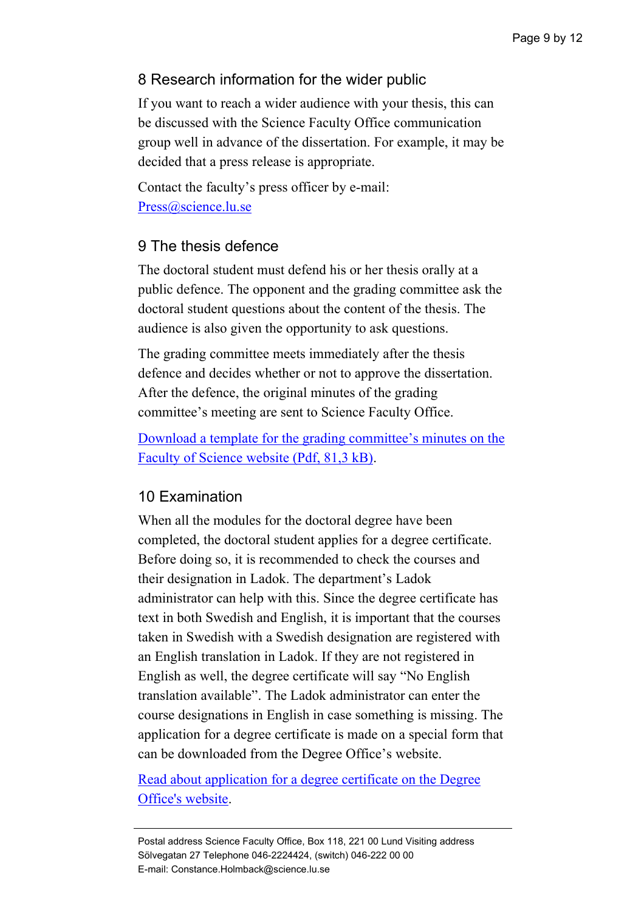## 8 Research information for the wider public

If you want to reach a wider audience with your thesis, this can be discussed with the Science Faculty Office communication group well in advance of the dissertation. For example, it may be decided that a press release is appropriate.

Contact the faculty's press officer by e-mail: [Press@science.lu.se](mailto:Press@science.lu.se)

## 9 The thesis defence

The doctoral student must defend his or her thesis orally at a public defence. The opponent and the grading committee ask the doctoral student questions about the content of the thesis. The audience is also given the opportunity to ask questions.

The grading committee meets immediately after the thesis defence and decides whether or not to approve the dissertation. After the defence, the original minutes of the grading committee's meeting are sent to Science Faculty Office.

Download a template for the grading committee's minutes on the Faculty of Science website (Pdf, 81,3 kB).

## 10 Examination

When all the modules for the doctoral degree have been completed, the doctoral student applies for a degree certificate. Before doing so, it is recommended to check the courses and their designation in Ladok. The department's Ladok administrator can help with this. Since the degree certificate has text in both Swedish and English, it is important that the courses taken in Swedish with a Swedish designation are registered with an English translation in Ladok. If they are not registered in English as well, the degree certificate will say "No English translation available". The Ladok administrator can enter the course designations in English in case something is missing. The application for a degree certificate is made on a special form that can be downloaded from the Degree Office's website.

Read about application for a degree certificate on the Degree Office's website.

Postal address Science Faculty Office, Box 118, 221 00 Lund Visiting address Sölvegatan 27 Telephone 046-2224424, (switch) 046-222 00 00
E-mail: Constance.Holmback@science.lu.se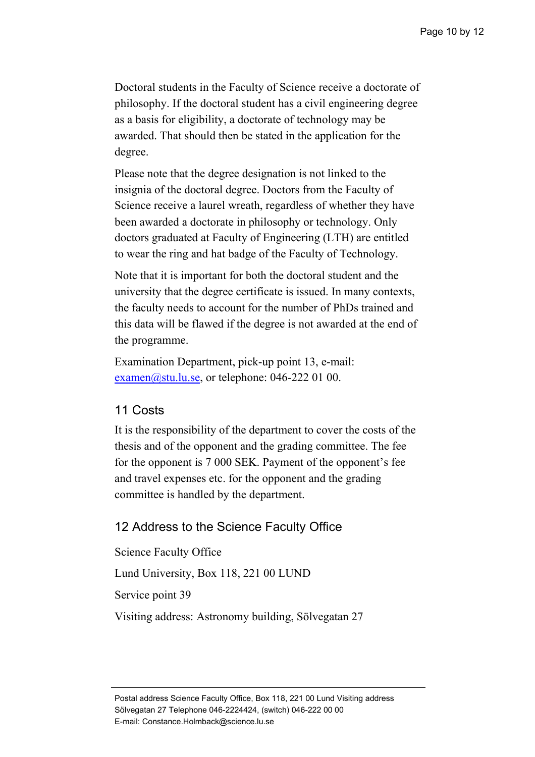Doctoral students in the Faculty of Science receive a doctorate of philosophy. If the doctoral student has a civil engineering degree as a basis for eligibility, a doctorate of technology may be awarded. That should then be stated in the application for the degree.

Please note that the degree designation is not linked to the insignia of the doctoral degree. Doctors from the Faculty of Science receive a laurel wreath, regardless of whether they have been awarded a doctorate in philosophy or technology. Only doctors graduated at Faculty of Engineering (LTH) are entitled to wear the ring and hat badge of the Faculty of Technology.

Note that it is important for both the doctoral student and the university that the degree certificate is issued. In many contexts, the faculty needs to account for the number of PhDs trained and this data will be flawed if the degree is not awarded at the end of the programme.

Examination Department, pick-up point 13, e-mail: examen@stu.lu.se, or telephone: 046-222 01 00.

## 11 Costs

It is the responsibility of the department to cover the costs of the thesis and of the opponent and the grading committee. The fee for the opponent is 7 000 SEK. Payment of the opponent's fee and travel expenses etc. for the opponent and the grading committee is handled by the department.

## 12 Address to the Science Faculty Office

Science Faculty Office

Lund University, Box 118, 221 00 LUND

Service point 39

Visiting address: Astronomy building, Sölvegatan 27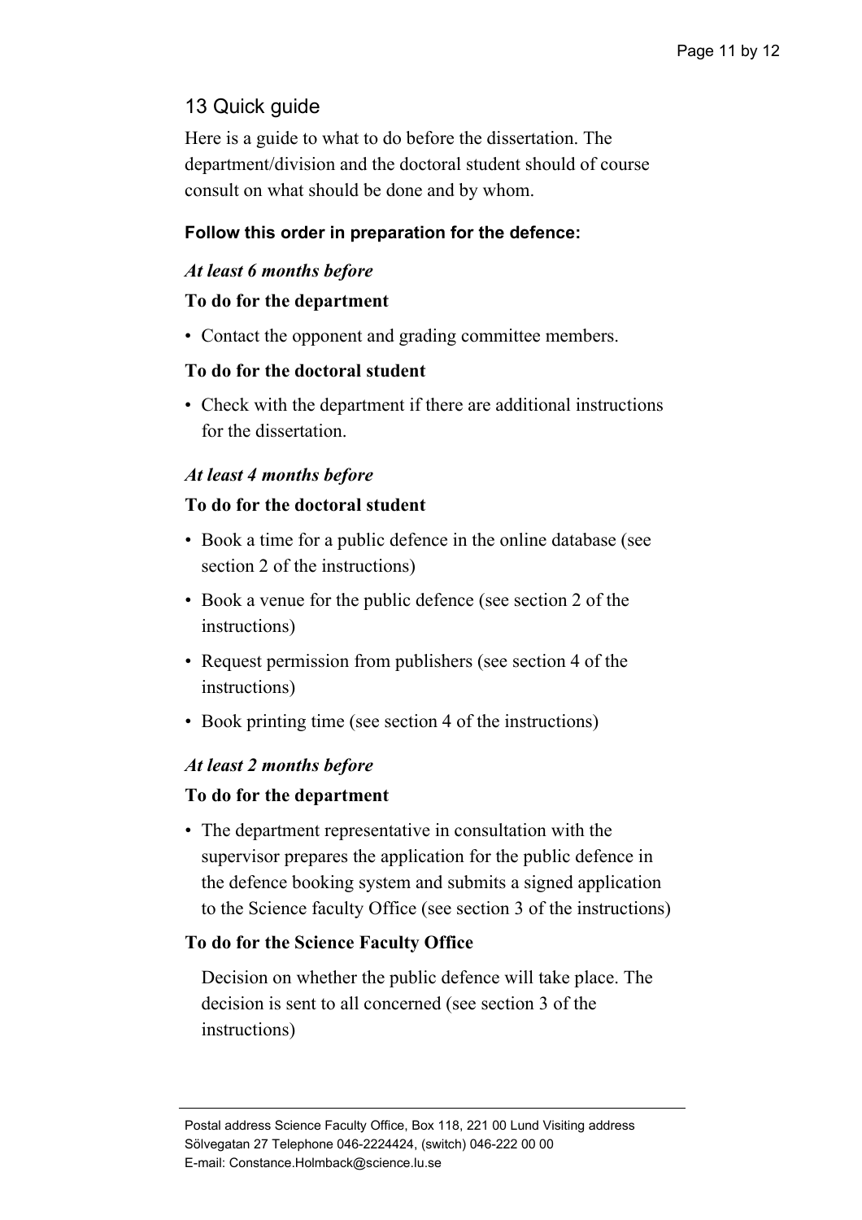## 13 Quick guide

Here is a guide to what to do before the dissertation. The department/division and the doctoral student should of course consult on what should be done and by whom.

**Follow this order in preparation for the defence:**

***At least 6 months before***

**To do for the department**

- Contact the opponent and grading committee members.

**To do for the doctoral student**

- Check with the department if there are additional instructions for the dissertation.

***At least 4 months before***

**To do for the doctoral student**

- Book a time for a public defence in the online database (see section 2 of the instructions)
- Book a venue for the public defence (see section 2 of the instructions)
- Request permission from publishers (see section 4 of the instructions)
- Book printing time (see section 4 of the instructions)

***At least 2 months before***

**To do for the department**

- The department representative in consultation with the supervisor prepares the application for the public defence in the defence booking system and submits a signed application to the Science faculty Office (see section 3 of the instructions)

**To do for the Science Faculty Office**

Decision on whether the public defence will take place. The decision is sent to all concerned (see section 3 of the instructions)

Postal address Science Faculty Office, Box 118, 221 00 Lund Visiting address Sölvegatan 27 Telephone 046-2224424, (switch) 046-222 00 00
E-mail: Constance.Holmback@science.lu.se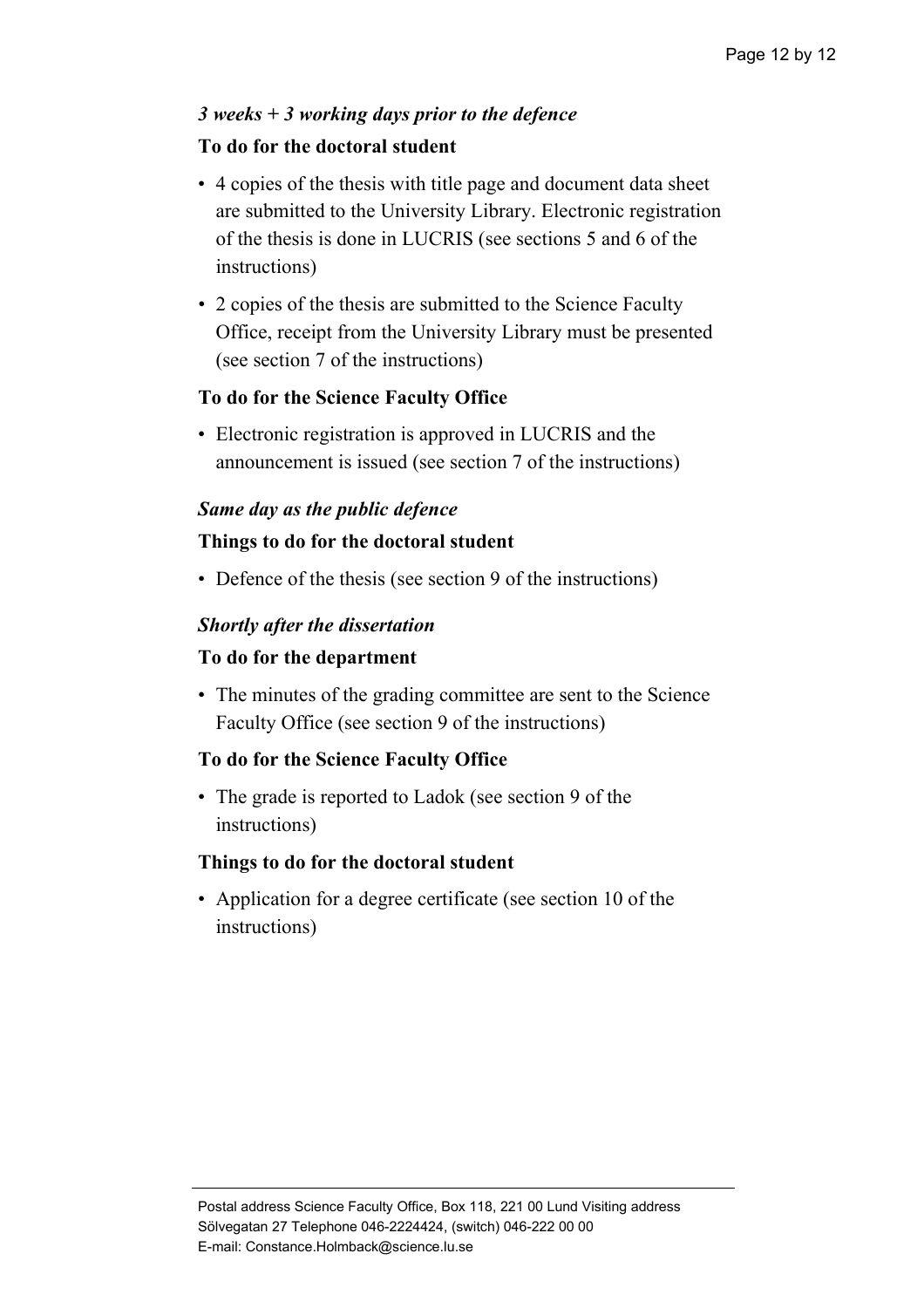*3 weeks + 3 working days prior to the defence*

**To do for the doctoral student**

- 4 copies of the thesis with title page and document data sheet are submitted to the University Library. Electronic registration of the thesis is done in LUCRIS (see sections 5 and 6 of the instructions)
- 2 copies of the thesis are submitted to the Science Faculty Office, receipt from the University Library must be presented (see section 7 of the instructions)

**To do for the Science Faculty Office**

- Electronic registration is approved in LUCRIS and the announcement is issued (see section 7 of the instructions)

*Same day as the public defence*

**Things to do for the doctoral student**

- Defence of the thesis (see section 9 of the instructions)

*Shortly after the dissertation*

**To do for the department**

- The minutes of the grading committee are sent to the Science Faculty Office (see section 9 of the instructions)

**To do for the Science Faculty Office**

- The grade is reported to Ladok (see section 9 of the instructions)

**Things to do for the doctoral student**

- Application for a degree certificate (see section 10 of the instructions)